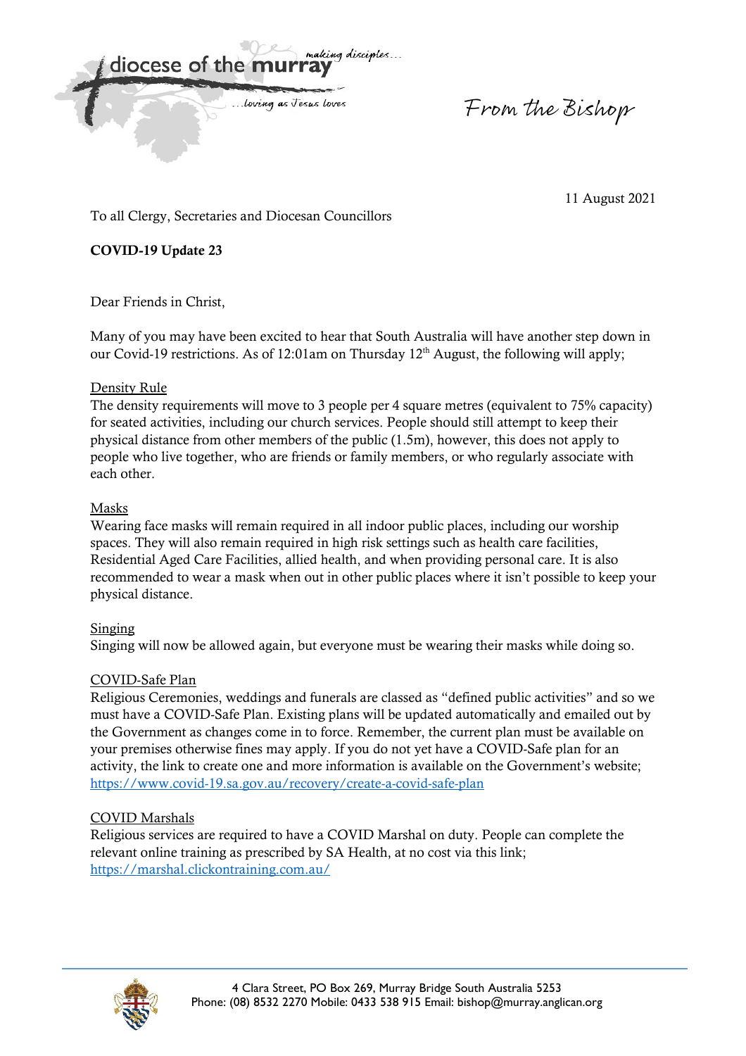diocese of the murray — making disciples... ...loving as Jesus loves

From the Bishop

11 August 2021

To all Clergy, Secretaries and Diocesan Councillors

**COVID-19 Update 23**

Dear Friends in Christ,

Many of you may have been excited to hear that South Australia will have another step down in our Covid-19 restrictions. As of 12:01am on Thursday 12th August, the following will apply;

## Density Rule

The density requirements will move to 3 people per 4 square metres (equivalent to 75% capacity) for seated activities, including our church services. People should still attempt to keep their physical distance from other members of the public (1.5m), however, this does not apply to people who live together, who are friends or family members, or who regularly associate with each other.

## Masks

Wearing face masks will remain required in all indoor public places, including our worship spaces. They will also remain required in high risk settings such as health care facilities, Residential Aged Care Facilities, allied health, and when providing personal care. It is also recommended to wear a mask when out in other public places where it isn't possible to keep your physical distance.

## Singing

Singing will now be allowed again, but everyone must be wearing their masks while doing so.

## COVID-Safe Plan

Religious Ceremonies, weddings and funerals are classed as "defined public activities" and so we must have a COVID-Safe Plan. Existing plans will be updated automatically and emailed out by the Government as changes come in to force. Remember, the current plan must be available on your premises otherwise fines may apply. If you do not yet have a COVID-Safe plan for an activity, the link to create one and more information is available on the Government's website; https://www.covid-19.sa.gov.au/recovery/create-a-covid-safe-plan

## COVID Marshals

Religious services are required to have a COVID Marshal on duty. People can complete the relevant online training as prescribed by SA Health, at no cost via this link; https://marshal.clickontraining.com.au/

4 Clara Street, PO Box 269, Murray Bridge South Australia 5253
Phone: (08) 8532 2270 Mobile: 0433 538 915 Email: bishop@murray.anglican.org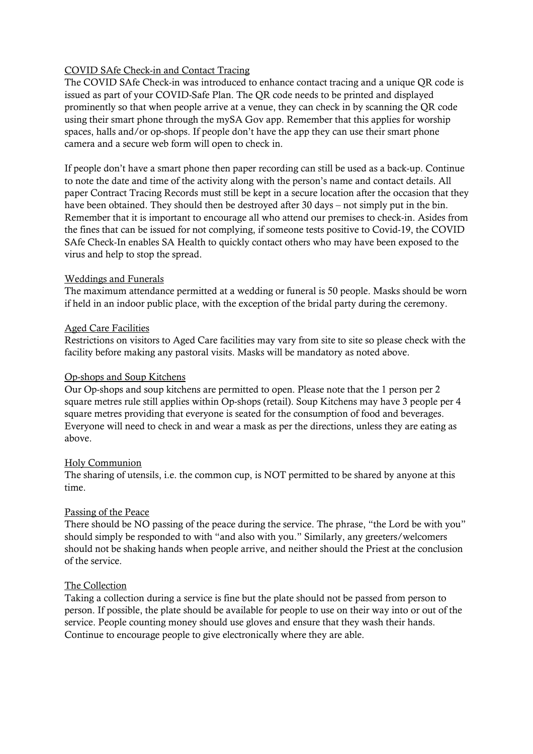## COVID SAfe Check-in and Contact Tracing

The COVID SAfe Check-in was introduced to enhance contact tracing and a unique QR code is issued as part of your COVID-Safe Plan. The QR code needs to be printed and displayed prominently so that when people arrive at a venue, they can check in by scanning the QR code using their smart phone through the mySA Gov app. Remember that this applies for worship spaces, halls and/or op-shops. If people don't have the app they can use their smart phone camera and a secure web form will open to check in.

If people don't have a smart phone then paper recording can still be used as a back-up. Continue to note the date and time of the activity along with the person's name and contact details. All paper Contract Tracing Records must still be kept in a secure location after the occasion that they have been obtained. They should then be destroyed after 30 days – not simply put in the bin. Remember that it is important to encourage all who attend our premises to check-in. Asides from the fines that can be issued for not complying, if someone tests positive to Covid-19, the COVID SAfe Check-In enables SA Health to quickly contact others who may have been exposed to the virus and help to stop the spread.

## Weddings and Funerals

The maximum attendance permitted at a wedding or funeral is 50 people. Masks should be worn if held in an indoor public place, with the exception of the bridal party during the ceremony.

## Aged Care Facilities

Restrictions on visitors to Aged Care facilities may vary from site to site so please check with the facility before making any pastoral visits. Masks will be mandatory as noted above.

## Op-shops and Soup Kitchens

Our Op-shops and soup kitchens are permitted to open. Please note that the 1 person per 2 square metres rule still applies within Op-shops (retail). Soup Kitchens may have 3 people per 4 square metres providing that everyone is seated for the consumption of food and beverages. Everyone will need to check in and wear a mask as per the directions, unless they are eating as above.

## Holy Communion

The sharing of utensils, i.e. the common cup, is NOT permitted to be shared by anyone at this time.

## Passing of the Peace

There should be NO passing of the peace during the service. The phrase, "the Lord be with you" should simply be responded to with "and also with you." Similarly, any greeters/welcomers should not be shaking hands when people arrive, and neither should the Priest at the conclusion of the service.

## The Collection

Taking a collection during a service is fine but the plate should not be passed from person to person. If possible, the plate should be available for people to use on their way into or out of the service. People counting money should use gloves and ensure that they wash their hands. Continue to encourage people to give electronically where they are able.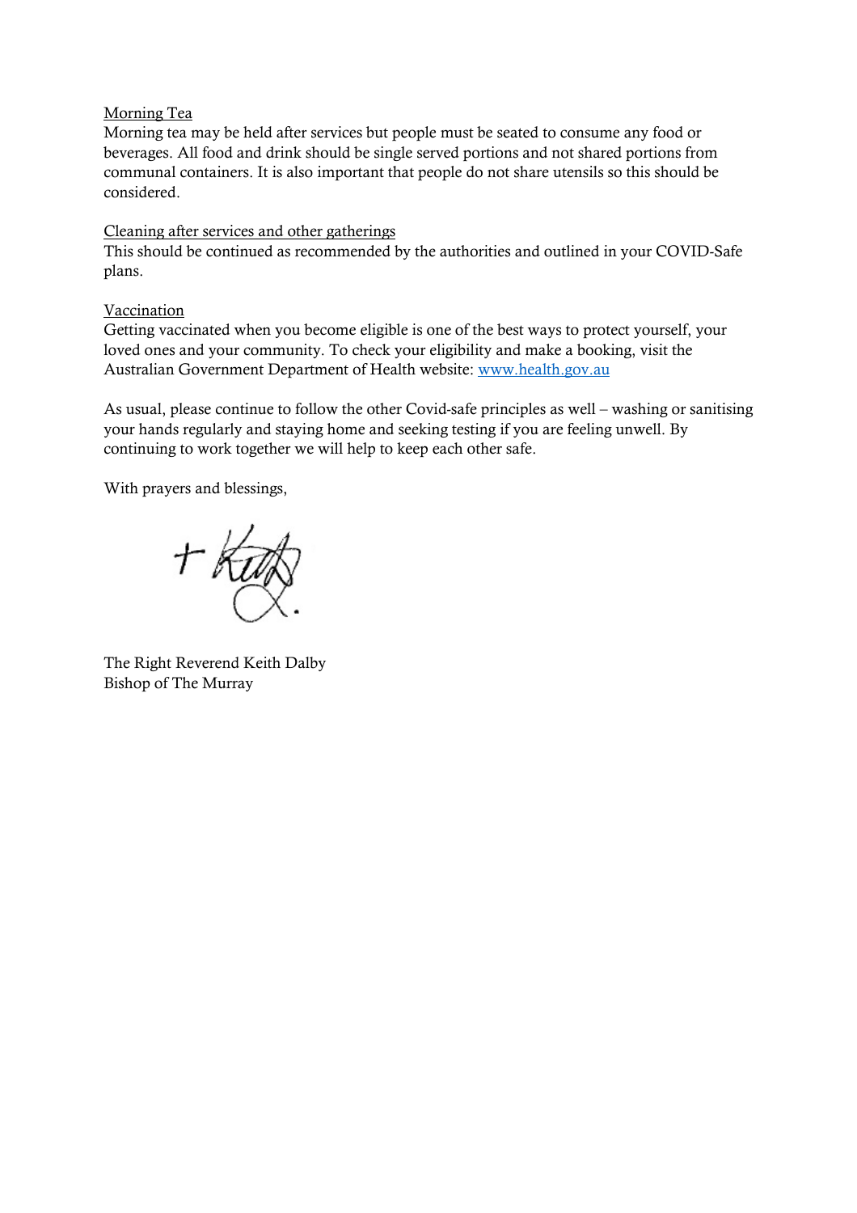<u>Morning Tea</u>

Morning tea may be held after services but people must be seated to consume any food or beverages. All food and drink should be single served portions and not shared portions from communal containers. It is also important that people do not share utensils so this should be considered.

<u>Cleaning after services and other gatherings</u>

This should be continued as recommended by the authorities and outlined in your COVID-Safe plans.

<u>Vaccination</u>

Getting vaccinated when you become eligible is one of the best ways to protect yourself, your loved ones and your community. To check your eligibility and make a booking, visit the Australian Government Department of Health website: [www.health.gov.au](http://www.health.gov.au)

As usual, please continue to follow the other Covid-safe principles as well – washing or sanitising your hands regularly and staying home and seeking testing if you are feeling unwell. By continuing to work together we will help to keep each other safe.

With prayers and blessings,

+ Keith

The Right Reverend Keith Dalby
Bishop of The Murray